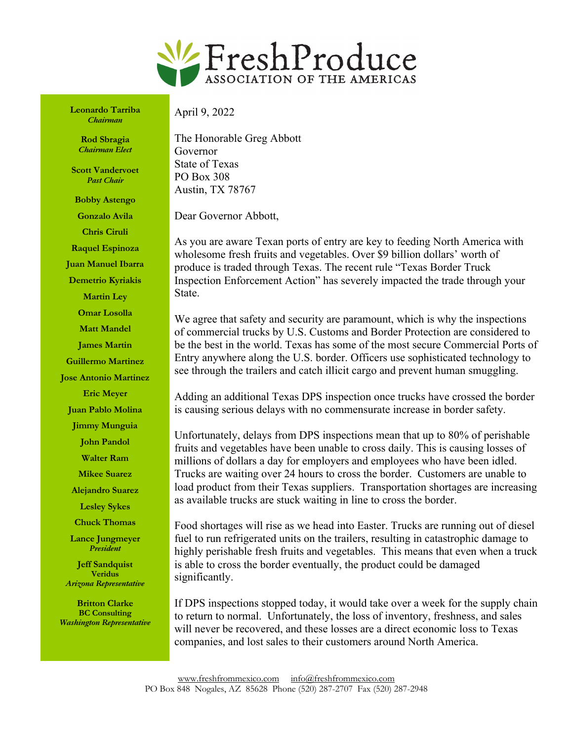# FreshProduce

ASSOCIATION OF THE AMERICAS

**Leonardo Tarriba**
***Chairman***

**Rod Sbragia**
***Chairman Elect***

**Scott Vandervoet**
***Past Chair***

**Bobby Astengo**

**Gonzalo Avila**

**Chris Ciruli**

**Raquel Espinoza**

**Juan Manuel Ibarra**

**Demetrio Kyriakis**

**Martin Ley**

**Omar Losolla**

**Matt Mandel**

**James Martin**

**Guillermo Martinez**

**Jose Antonio Martinez**

**Eric Meyer**

**Juan Pablo Molina**

**Jimmy Munguia**

**John Pandol**

**Walter Ram**

**Mikee Suarez**

**Alejandro Suarez**

**Lesley Sykes**

**Chuck Thomas**

**Lance Jungmeyer**
***President***

**Jeff Sandquist**
**Veridus**
***Arizona Representative***

**Britton Clarke**
**BC Consulting**
***Washington Representative***

April 9, 2022

The Honorable Greg Abbott
Governor
State of Texas
PO Box 308
Austin, TX 78767

Dear Governor Abbott,

As you are aware Texan ports of entry are key to feeding North America with wholesome fresh fruits and vegetables. Over $9 billion dollars' worth of produce is traded through Texas. The recent rule "Texas Border Truck Inspection Enforcement Action" has severely impacted the trade through your State.

We agree that safety and security are paramount, which is why the inspections of commercial trucks by U.S. Customs and Border Protection are considered to be the best in the world. Texas has some of the most secure Commercial Ports of Entry anywhere along the U.S. border. Officers use sophisticated technology to see through the trailers and catch illicit cargo and prevent human smuggling.

Adding an additional Texas DPS inspection once trucks have crossed the border is causing serious delays with no commensurate increase in border safety.

Unfortunately, delays from DPS inspections mean that up to 80% of perishable fruits and vegetables have been unable to cross daily. This is causing losses of millions of dollars a day for employers and employees who have been idled. Trucks are waiting over 24 hours to cross the border. Customers are unable to load product from their Texas suppliers. Transportation shortages are increasing as available trucks are stuck waiting in line to cross the border.

Food shortages will rise as we head into Easter. Trucks are running out of diesel fuel to run refrigerated units on the trailers, resulting in catastrophic damage to highly perishable fresh fruits and vegetables. This means that even when a truck is able to cross the border eventually, the product could be damaged significantly.

If DPS inspections stopped today, it would take over a week for the supply chain to return to normal. Unfortunately, the loss of inventory, freshness, and sales will never be recovered, and these losses are a direct economic loss to Texas companies, and lost sales to their customers around North America.

www.freshfrommexico.com info@freshfrommexico.com
PO Box 848 Nogales, AZ 85628 Phone (520) 287-2707 Fax (520) 287-2948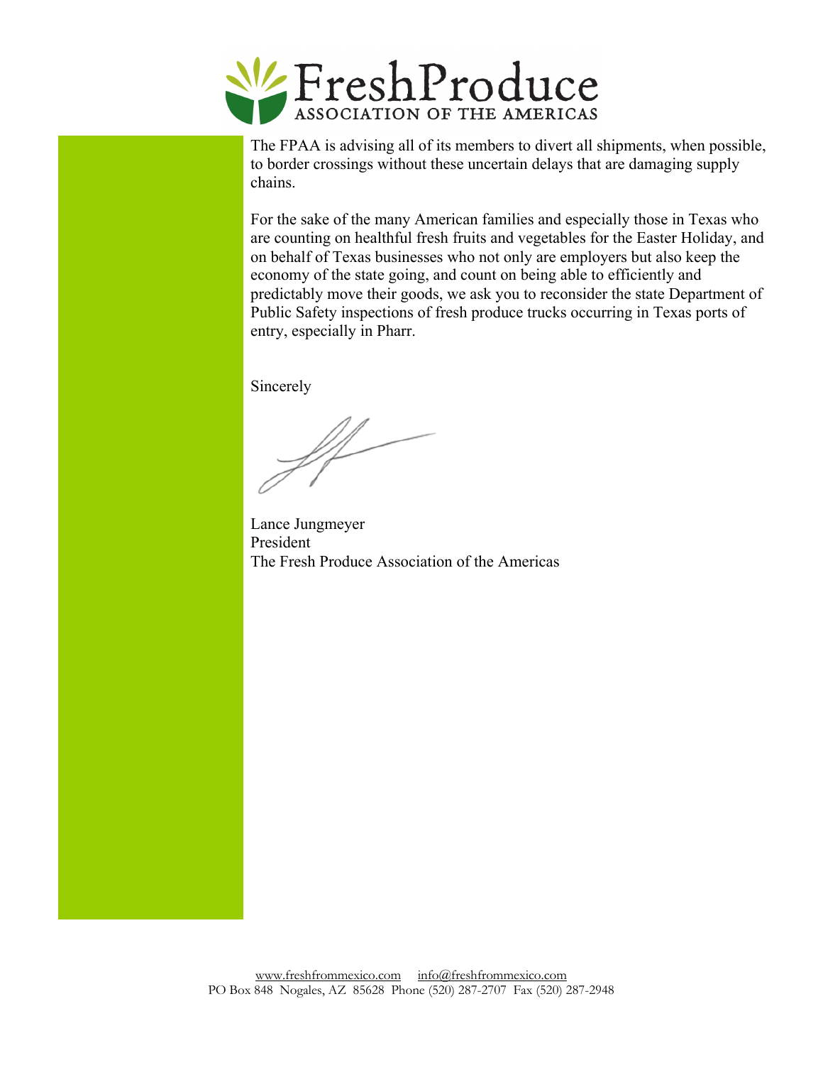The FPAA is advising all of its members to divert all shipments, when possible, to border crossings without these uncertain delays that are damaging supply chains.

For the sake of the many American families and especially those in Texas who are counting on healthful fresh fruits and vegetables for the Easter Holiday, and on behalf of Texas businesses who not only are employers but also keep the economy of the state going, and count on being able to efficiently and predictably move their goods, we ask you to reconsider the state Department of Public Safety inspections of fresh produce trucks occurring in Texas ports of entry, especially in Pharr.

Sincerely

Lance Jungmeyer
President
The Fresh Produce Association of the Americas

www.freshfrommexico.com info@freshfrommexico.com
PO Box 848 Nogales, AZ 85628 Phone (520) 287-2707 Fax (520) 287-2948